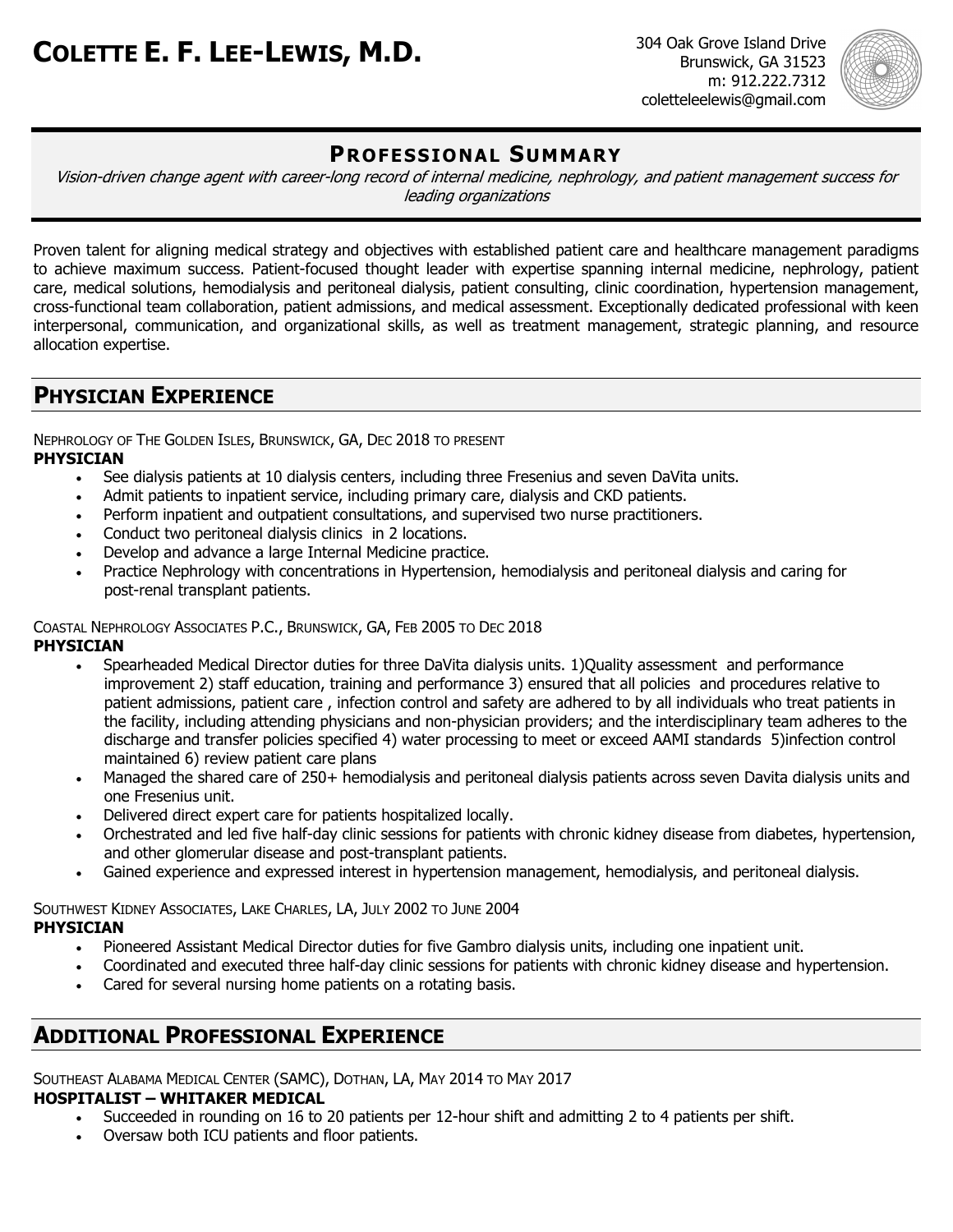# COLETTE E. F. LEE-LEWIS, M.D.

304 Oak Grove Island Drive
Brunswick, GA 31523
m: 912.222.7312
coletteleelewis@gmail.com

## PROFESSIONAL SUMMARY

*Vision-driven change agent with career-long record of internal medicine, nephrology, and patient management success for leading organizations*

Proven talent for aligning medical strategy and objectives with established patient care and healthcare management paradigms to achieve maximum success. Patient-focused thought leader with expertise spanning internal medicine, nephrology, patient care, medical solutions, hemodialysis and peritoneal dialysis, patient consulting, clinic coordination, hypertension management, cross-functional team collaboration, patient admissions, and medical assessment. Exceptionally dedicated professional with keen interpersonal, communication, and organizational skills, as well as treatment management, strategic planning, and resource allocation expertise.

## PHYSICIAN EXPERIENCE

NEPHROLOGY OF THE GOLDEN ISLES, BRUNSWICK, GA, DEC 2018 TO PRESENT
**PHYSICIAN**

- See dialysis patients at 10 dialysis centers, including three Fresenius and seven DaVita units.
- Admit patients to inpatient service, including primary care, dialysis and CKD patients.
- Perform inpatient and outpatient consultations, and supervised two nurse practitioners.
- Conduct two peritoneal dialysis clinics in 2 locations.
- Develop and advance a large Internal Medicine practice.
- Practice Nephrology with concentrations in Hypertension, hemodialysis and peritoneal dialysis and caring for post-renal transplant patients.

COASTAL NEPHROLOGY ASSOCIATES P.C., BRUNSWICK, GA, FEB 2005 TO DEC 2018
**PHYSICIAN**

- Spearheaded Medical Director duties for three DaVita dialysis units. 1)Quality assessment and performance improvement 2) staff education, training and performance 3) ensured that all policies and procedures relative to patient admissions, patient care , infection control and safety are adhered to by all individuals who treat patients in the facility, including attending physicians and non-physician providers; and the interdisciplinary team adheres to the discharge and transfer policies specified 4) water processing to meet or exceed AAMI standards 5)infection control maintained 6) review patient care plans
- Managed the shared care of 250+ hemodialysis and peritoneal dialysis patients across seven Davita dialysis units and one Fresenius unit.
- Delivered direct expert care for patients hospitalized locally.
- Orchestrated and led five half-day clinic sessions for patients with chronic kidney disease from diabetes, hypertension, and other glomerular disease and post-transplant patients.
- Gained experience and expressed interest in hypertension management, hemodialysis, and peritoneal dialysis.

SOUTHWEST KIDNEY ASSOCIATES, LAKE CHARLES, LA, JULY 2002 TO JUNE 2004
**PHYSICIAN**

- Pioneered Assistant Medical Director duties for five Gambro dialysis units, including one inpatient unit.
- Coordinated and executed three half-day clinic sessions for patients with chronic kidney disease and hypertension.
- Cared for several nursing home patients on a rotating basis.

## ADDITIONAL PROFESSIONAL EXPERIENCE

SOUTHEAST ALABAMA MEDICAL CENTER (SAMC), DOTHAN, LA, MAY 2014 TO MAY 2017
**HOSPITALIST – WHITAKER MEDICAL**

- Succeeded in rounding on 16 to 20 patients per 12-hour shift and admitting 2 to 4 patients per shift.
- Oversaw both ICU patients and floor patients.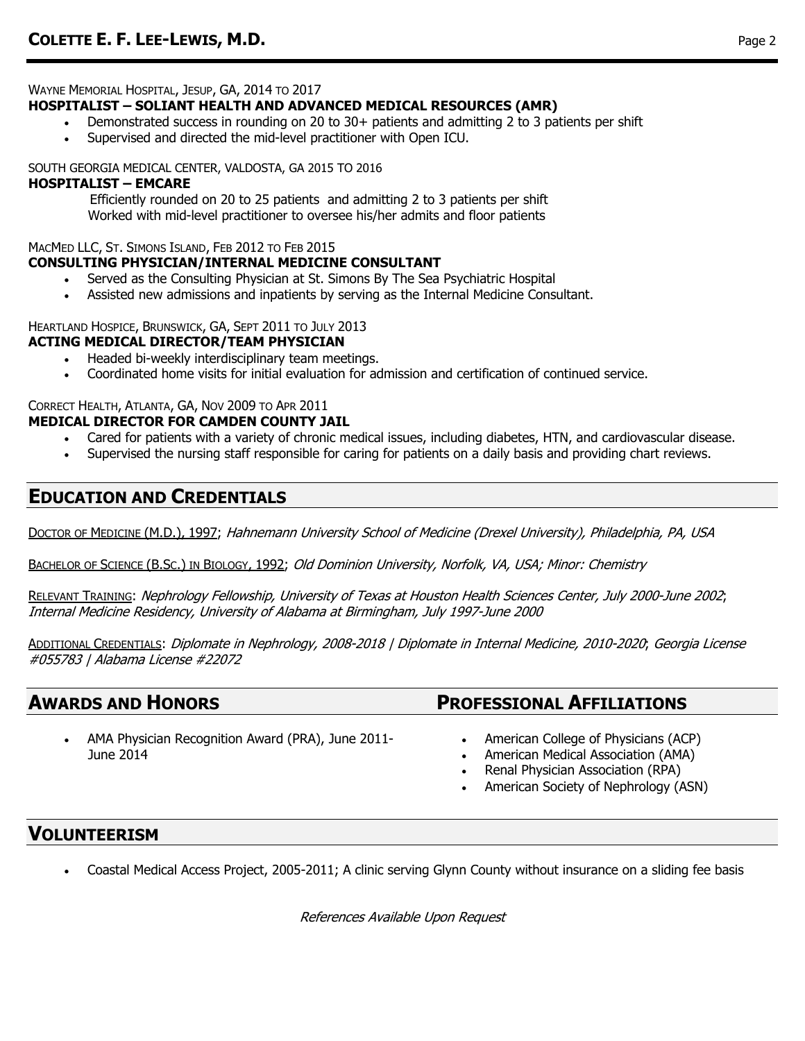WAYNE MEMORIAL HOSPITAL, JESUP, GA, 2014 TO 2017
**HOSPITALIST – SOLIANT HEALTH AND ADVANCED MEDICAL RESOURCES (AMR)**

- Demonstrated success in rounding on 20 to 30+ patients and admitting 2 to 3 patients per shift
- Supervised and directed the mid-level practitioner with Open ICU.

SOUTH GEORGIA MEDICAL CENTER, VALDOSTA, GA 2015 TO 2016
**HOSPITALIST – EMCARE**

Efficiently rounded on 20 to 25 patients and admitting 2 to 3 patients per shift
Worked with mid-level practitioner to oversee his/her admits and floor patients

MACMED LLC, ST. SIMONS ISLAND, FEB 2012 TO FEB 2015
**CONSULTING PHYSICIAN/INTERNAL MEDICINE CONSULTANT**

- Served as the Consulting Physician at St. Simons By The Sea Psychiatric Hospital
- Assisted new admissions and inpatients by serving as the Internal Medicine Consultant.

HEARTLAND HOSPICE, BRUNSWICK, GA, SEPT 2011 TO JULY 2013
**ACTING MEDICAL DIRECTOR/TEAM PHYSICIAN**

- Headed bi-weekly interdisciplinary team meetings.
- Coordinated home visits for initial evaluation for admission and certification of continued service.

CORRECT HEALTH, ATLANTA, GA, NOV 2009 TO APR 2011
**MEDICAL DIRECTOR FOR CAMDEN COUNTY JAIL**

- Cared for patients with a variety of chronic medical issues, including diabetes, HTN, and cardiovascular disease.
- Supervised the nursing staff responsible for caring for patients on a daily basis and providing chart reviews.

## EDUCATION AND CREDENTIALS

DOCTOR OF MEDICINE (M.D.), 1997; *Hahnemann University School of Medicine (Drexel University), Philadelphia, PA, USA*

BACHELOR OF SCIENCE (B.SC.) IN BIOLOGY, 1992; *Old Dominion University, Norfolk, VA, USA; Minor: Chemistry*

RELEVANT TRAINING: *Nephrology Fellowship, University of Texas at Houston Health Sciences Center, July 2000-June 2002*; *Internal Medicine Residency, University of Alabama at Birmingham, July 1997-June 2000*

ADDITIONAL CREDENTIALS: *Diplomate in Nephrology, 2008-2018 | Diplomate in Internal Medicine, 2010-2020*; *Georgia License #055783 | Alabama License #22072*

## AWARDS AND HONORS

- AMA Physician Recognition Award (PRA), June 2011-June 2014

## PROFESSIONAL AFFILIATIONS

- American College of Physicians (ACP)
- American Medical Association (AMA)
- Renal Physician Association (RPA)
- American Society of Nephrology (ASN)

## VOLUNTEERISM

- Coastal Medical Access Project, 2005-2011; A clinic serving Glynn County without insurance on a sliding fee basis

*References Available Upon Request*